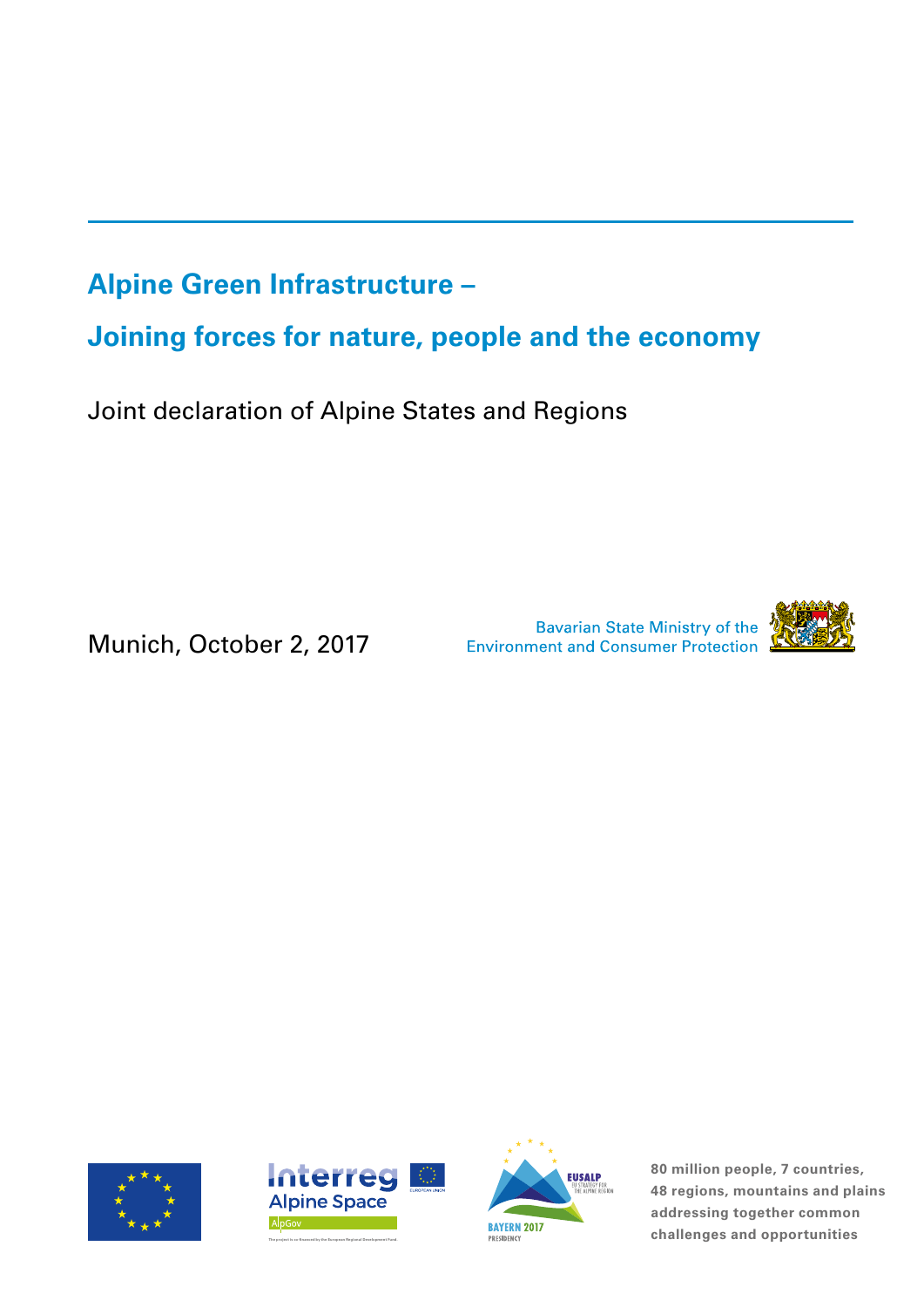# Alpine Green Infrastructure –

# Joining forces for nature, people and the economy

Joint declaration of Alpine States and Regions

Munich, October 2, 2017

Bavarian State Ministry of the Environment and Consumer Protection

**80 million people, 7 countries, 48 regions, mountains and plains addressing together common challenges and opportunities**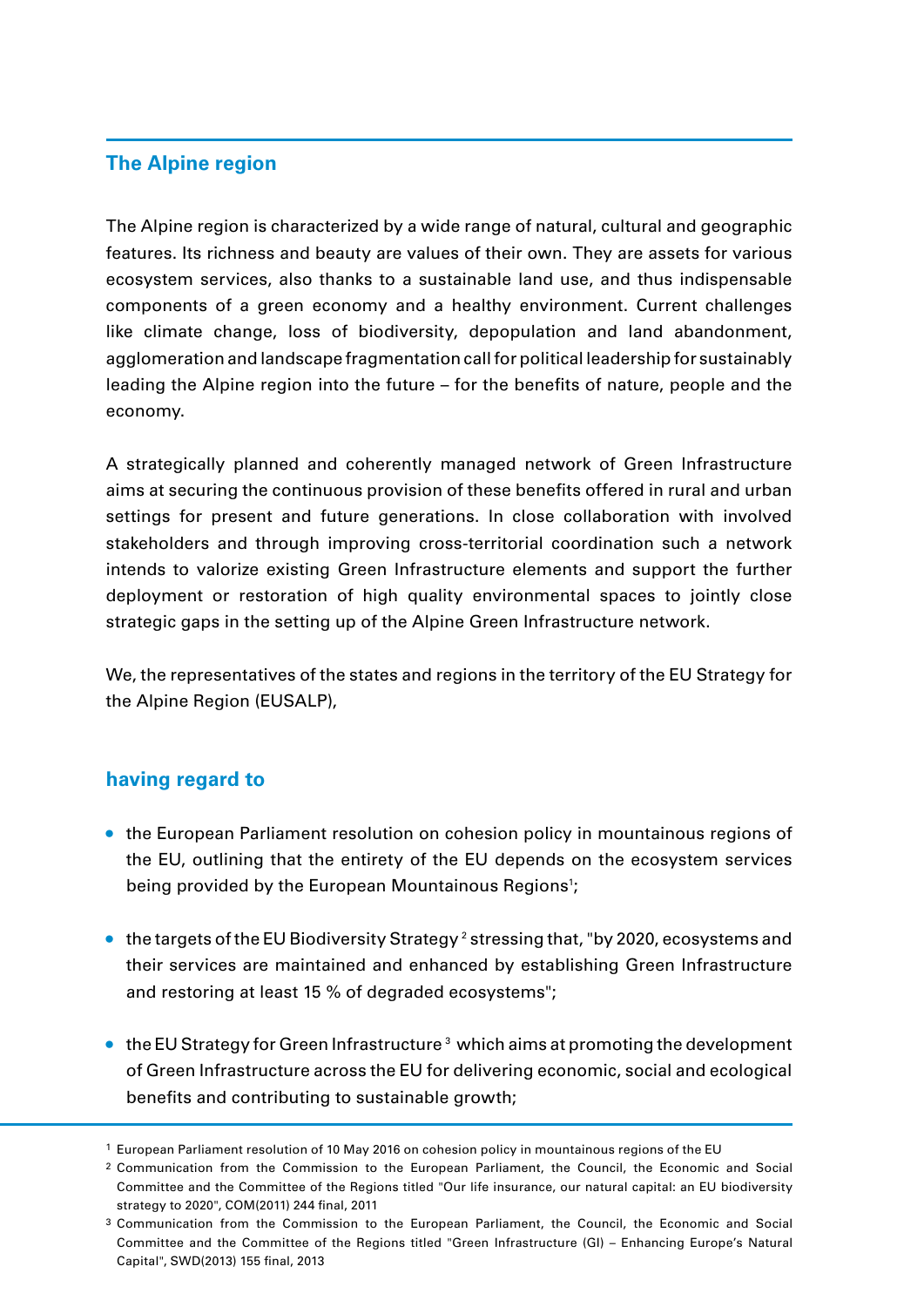## The Alpine region

The Alpine region is characterized by a wide range of natural, cultural and geographic features. Its richness and beauty are values of their own. They are assets for various ecosystem services, also thanks to a sustainable land use, and thus indispensable components of a green economy and a healthy environment. Current challenges like climate change, loss of biodiversity, depopulation and land abandonment, agglomeration and landscape fragmentation call for political leadership for sustainably leading the Alpine region into the future – for the benefits of nature, people and the economy.

A strategically planned and coherently managed network of Green Infrastructure aims at securing the continuous provision of these benefits offered in rural and urban settings for present and future generations. In close collaboration with involved stakeholders and through improving cross-territorial coordination such a network intends to valorize existing Green Infrastructure elements and support the further deployment or restoration of high quality environmental spaces to jointly close strategic gaps in the setting up of the Alpine Green Infrastructure network.

We, the representatives of the states and regions in the territory of the EU Strategy for the Alpine Region (EUSALP),

## having regard to

- the European Parliament resolution on cohesion policy in mountainous regions of the EU, outlining that the entirety of the EU depends on the ecosystem services being provided by the European Mountainous Regions[1];
- the targets of the EU Biodiversity Strategy[2] stressing that, "by 2020, ecosystems and their services are maintained and enhanced by establishing Green Infrastructure and restoring at least 15 % of degraded ecosystems";
- the EU Strategy for Green Infrastructure[3] which aims at promoting the development of Green Infrastructure across the EU for delivering economic, social and ecological benefits and contributing to sustainable growth;

---

[1] European Parliament resolution of 10 May 2016 on cohesion policy in mountainous regions of the EU

[2] Communication from the Commission to the European Parliament, the Council, the Economic and Social Committee and the Committee of the Regions titled "Our life insurance, our natural capital: an EU biodiversity strategy to 2020", COM(2011) 244 final, 2011

[3] Communication from the Commission to the European Parliament, the Council, the Economic and Social Committee and the Committee of the Regions titled "Green Infrastructure (GI) – Enhancing Europe's Natural Capital", SWD(2013) 155 final, 2013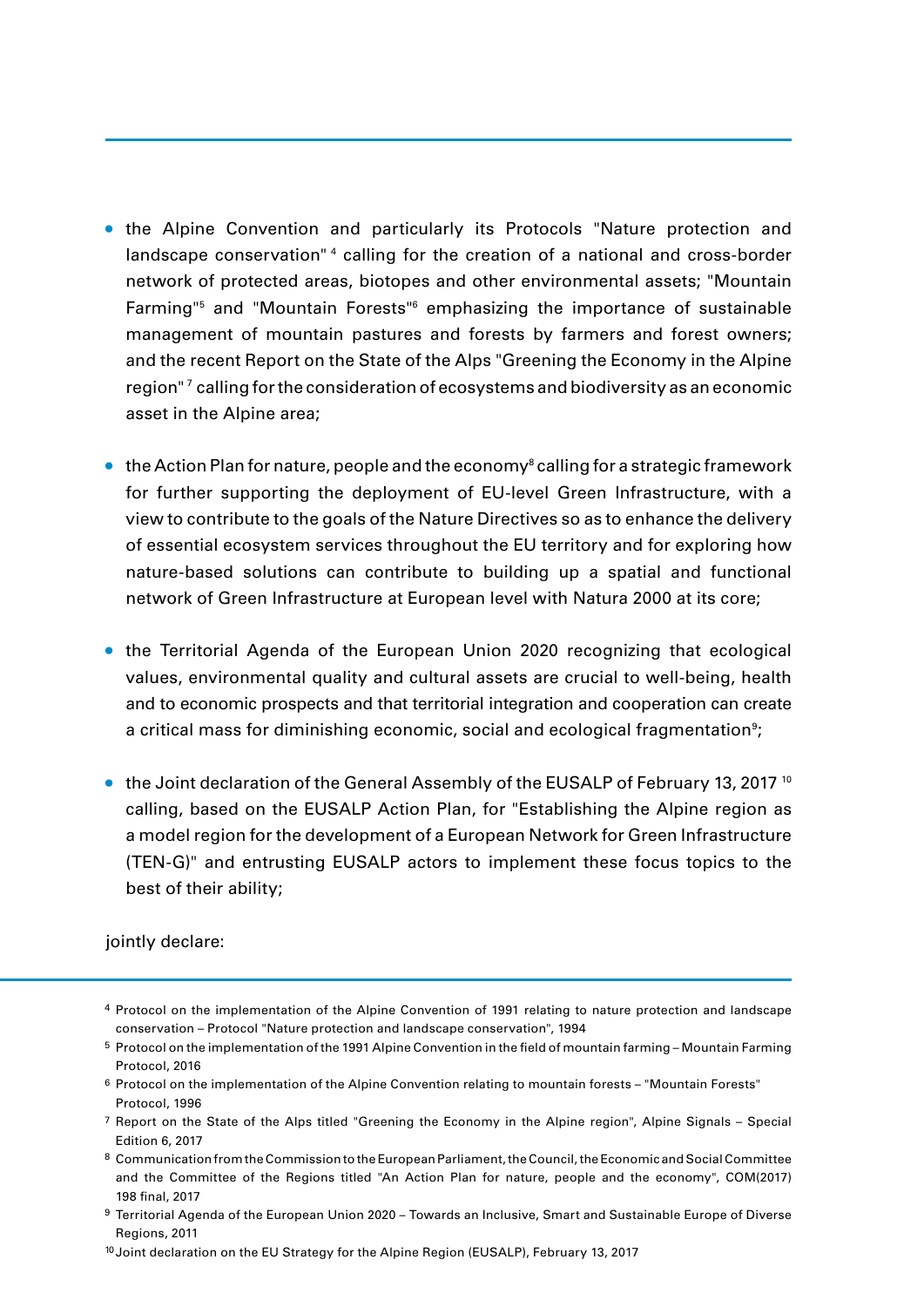- the Alpine Convention and particularly its Protocols "Nature protection and landscape conservation" [4] calling for the creation of a national and cross-border network of protected areas, biotopes and other environmental assets; "Mountain Farming"[5] and "Mountain Forests"[6] emphasizing the importance of sustainable management of mountain pastures and forests by farmers and forest owners; and the recent Report on the State of the Alps "Greening the Economy in the Alpine region" [7] calling for the consideration of ecosystems and biodiversity as an economic asset in the Alpine area;

- the Action Plan for nature, people and the economy[8] calling for a strategic framework for further supporting the deployment of EU-level Green Infrastructure, with a view to contribute to the goals of the Nature Directives so as to enhance the delivery of essential ecosystem services throughout the EU territory and for exploring how nature-based solutions can contribute to building up a spatial and functional network of Green Infrastructure at European level with Natura 2000 at its core;

- the Territorial Agenda of the European Union 2020 recognizing that ecological values, environmental quality and cultural assets are crucial to well-being, health and to economic prospects and that territorial integration and cooperation can create a critical mass for diminishing economic, social and ecological fragmentation[9];

- the Joint declaration of the General Assembly of the EUSALP of February 13, 2017 [10] calling, based on the EUSALP Action Plan, for "Establishing the Alpine region as a model region for the development of a European Network for Green Infrastructure (TEN-G)" and entrusting EUSALP actors to implement these focus topics to the best of their ability;

jointly declare:

---

[4] Protocol on the implementation of the Alpine Convention of 1991 relating to nature protection and landscape conservation – Protocol "Nature protection and landscape conservation", 1994

[5] Protocol on the implementation of the 1991 Alpine Convention in the field of mountain farming – Mountain Farming Protocol, 2016

[6] Protocol on the implementation of the Alpine Convention relating to mountain forests – "Mountain Forests" Protocol, 1996

[7] Report on the State of the Alps titled "Greening the Economy in the Alpine region", Alpine Signals – Special Edition 6, 2017

[8] Communication from the Commission to the European Parliament, the Council, the Economic and Social Committee and the Committee of the Regions titled "An Action Plan for nature, people and the economy", COM(2017) 198 final, 2017

[9] Territorial Agenda of the European Union 2020 – Towards an Inclusive, Smart and Sustainable Europe of Diverse Regions, 2011

[10] Joint declaration on the EU Strategy for the Alpine Region (EUSALP), February 13, 2017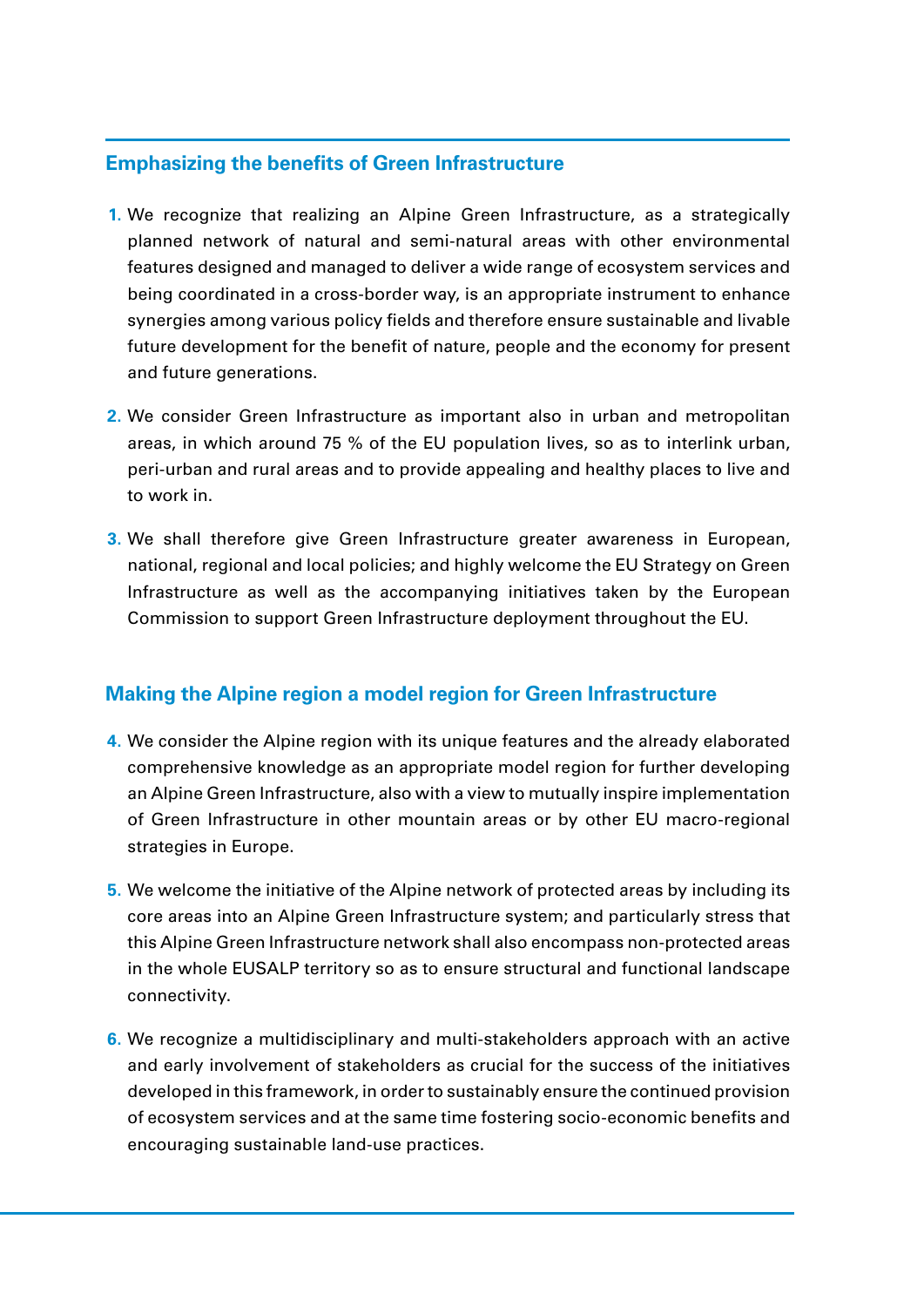## Emphasizing the benefits of Green Infrastructure

1. We recognize that realizing an Alpine Green Infrastructure, as a strategically planned network of natural and semi-natural areas with other environmental features designed and managed to deliver a wide range of ecosystem services and being coordinated in a cross-border way, is an appropriate instrument to enhance synergies among various policy fields and therefore ensure sustainable and livable future development for the benefit of nature, people and the economy for present and future generations.

2. We consider Green Infrastructure as important also in urban and metropolitan areas, in which around 75 % of the EU population lives, so as to interlink urban, peri-urban and rural areas and to provide appealing and healthy places to live and to work in.

3. We shall therefore give Green Infrastructure greater awareness in European, national, regional and local policies; and highly welcome the EU Strategy on Green Infrastructure as well as the accompanying initiatives taken by the European Commission to support Green Infrastructure deployment throughout the EU.

## Making the Alpine region a model region for Green Infrastructure

4. We consider the Alpine region with its unique features and the already elaborated comprehensive knowledge as an appropriate model region for further developing an Alpine Green Infrastructure, also with a view to mutually inspire implementation of Green Infrastructure in other mountain areas or by other EU macro-regional strategies in Europe.

5. We welcome the initiative of the Alpine network of protected areas by including its core areas into an Alpine Green Infrastructure system; and particularly stress that this Alpine Green Infrastructure network shall also encompass non-protected areas in the whole EUSALP territory so as to ensure structural and functional landscape connectivity.

6. We recognize a multidisciplinary and multi-stakeholders approach with an active and early involvement of stakeholders as crucial for the success of the initiatives developed in this framework, in order to sustainably ensure the continued provision of ecosystem services and at the same time fostering socio-economic benefits and encouraging sustainable land-use practices.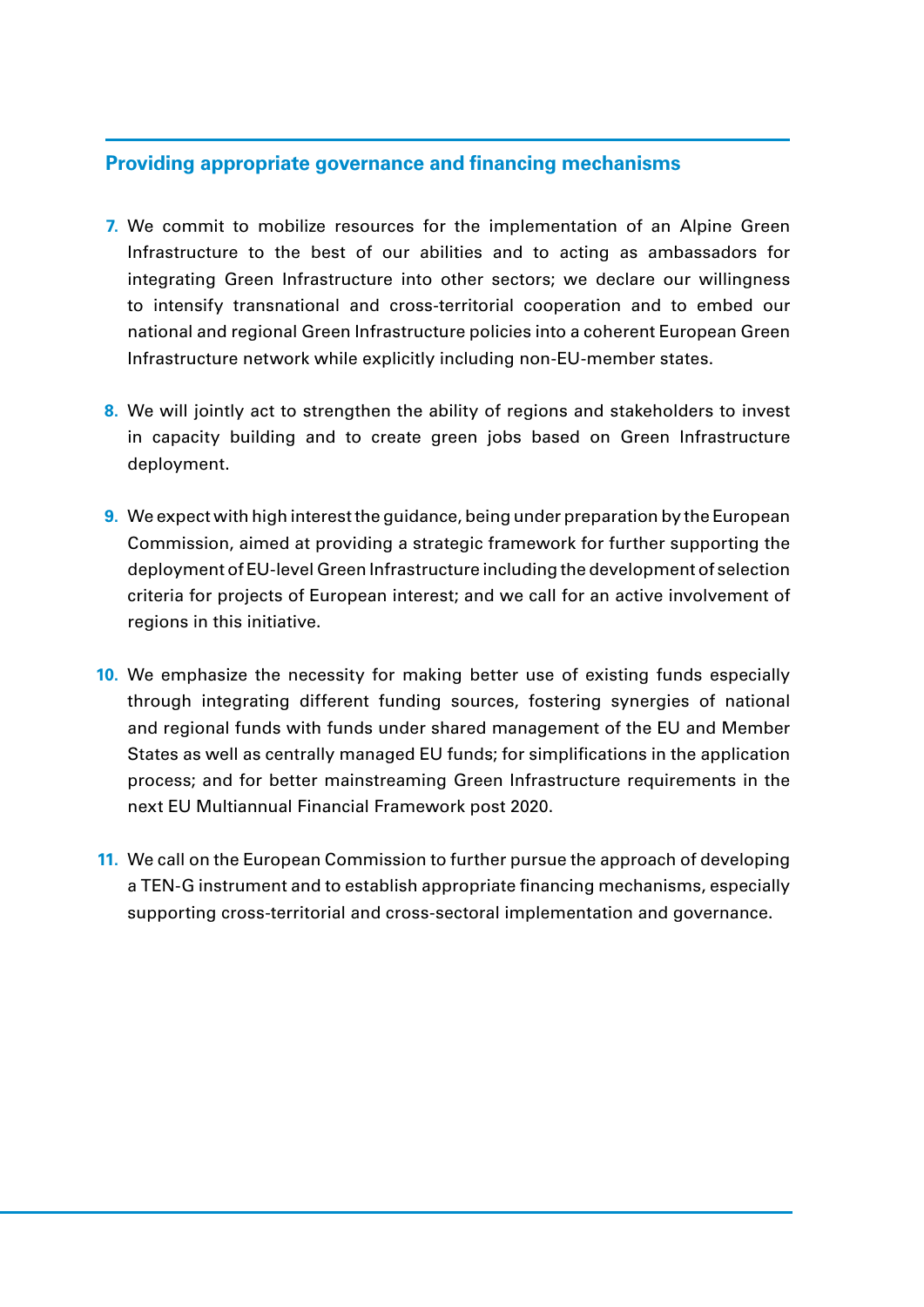## Providing appropriate governance and financing mechanisms

7. We commit to mobilize resources for the implementation of an Alpine Green Infrastructure to the best of our abilities and to acting as ambassadors for integrating Green Infrastructure into other sectors; we declare our willingness to intensify transnational and cross-territorial cooperation and to embed our national and regional Green Infrastructure policies into a coherent European Green Infrastructure network while explicitly including non-EU-member states.

8. We will jointly act to strengthen the ability of regions and stakeholders to invest in capacity building and to create green jobs based on Green Infrastructure deployment.

9. We expect with high interest the guidance, being under preparation by the European Commission, aimed at providing a strategic framework for further supporting the deployment of EU-level Green Infrastructure including the development of selection criteria for projects of European interest; and we call for an active involvement of regions in this initiative.

10. We emphasize the necessity for making better use of existing funds especially through integrating different funding sources, fostering synergies of national and regional funds with funds under shared management of the EU and Member States as well as centrally managed EU funds; for simplifications in the application process; and for better mainstreaming Green Infrastructure requirements in the next EU Multiannual Financial Framework post 2020.

11. We call on the European Commission to further pursue the approach of developing a TEN-G instrument and to establish appropriate financing mechanisms, especially supporting cross-territorial and cross-sectoral implementation and governance.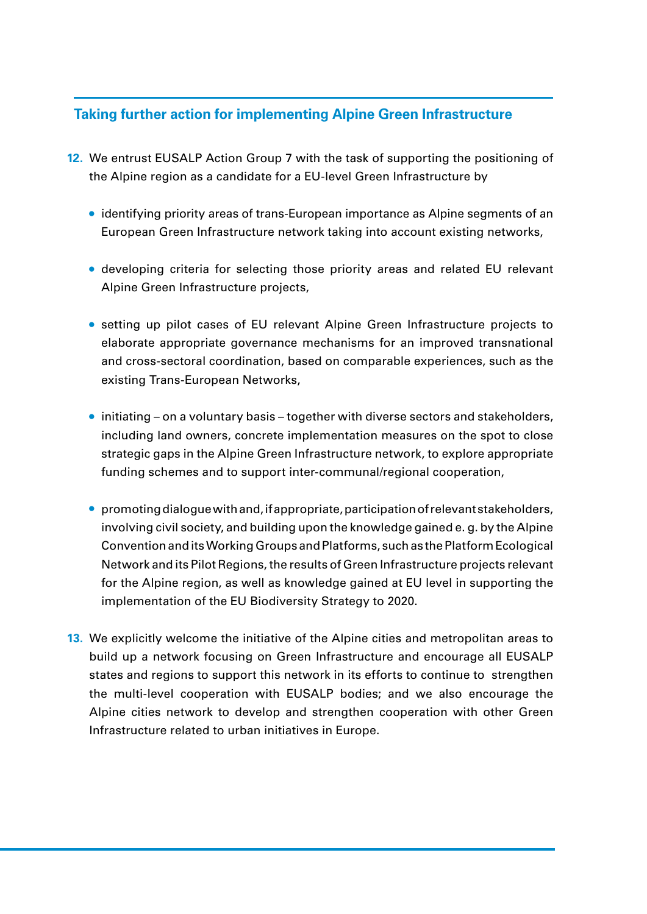## Taking further action for implementing Alpine Green Infrastructure

12. We entrust EUSALP Action Group 7 with the task of supporting the positioning of the Alpine region as a candidate for a EU-level Green Infrastructure by

    - identifying priority areas of trans-European importance as Alpine segments of an European Green Infrastructure network taking into account existing networks,

    - developing criteria for selecting those priority areas and related EU relevant Alpine Green Infrastructure projects,

    - setting up pilot cases of EU relevant Alpine Green Infrastructure projects to elaborate appropriate governance mechanisms for an improved transnational and cross-sectoral coordination, based on comparable experiences, such as the existing Trans-European Networks,

    - initiating – on a voluntary basis – together with diverse sectors and stakeholders, including land owners, concrete implementation measures on the spot to close strategic gaps in the Alpine Green Infrastructure network, to explore appropriate funding schemes and to support inter-communal/regional cooperation,

    - promoting dialogue with and, if appropriate, participation of relevant stakeholders, involving civil society, and building upon the knowledge gained e. g. by the Alpine Convention and its Working Groups and Platforms, such as the Platform Ecological Network and its Pilot Regions, the results of Green Infrastructure projects relevant for the Alpine region, as well as knowledge gained at EU level in supporting the implementation of the EU Biodiversity Strategy to 2020.

13. We explicitly welcome the initiative of the Alpine cities and metropolitan areas to build up a network focusing on Green Infrastructure and encourage all EUSALP states and regions to support this network in its efforts to continue to strengthen the multi-level cooperation with EUSALP bodies; and we also encourage the Alpine cities network to develop and strengthen cooperation with other Green Infrastructure related to urban initiatives in Europe.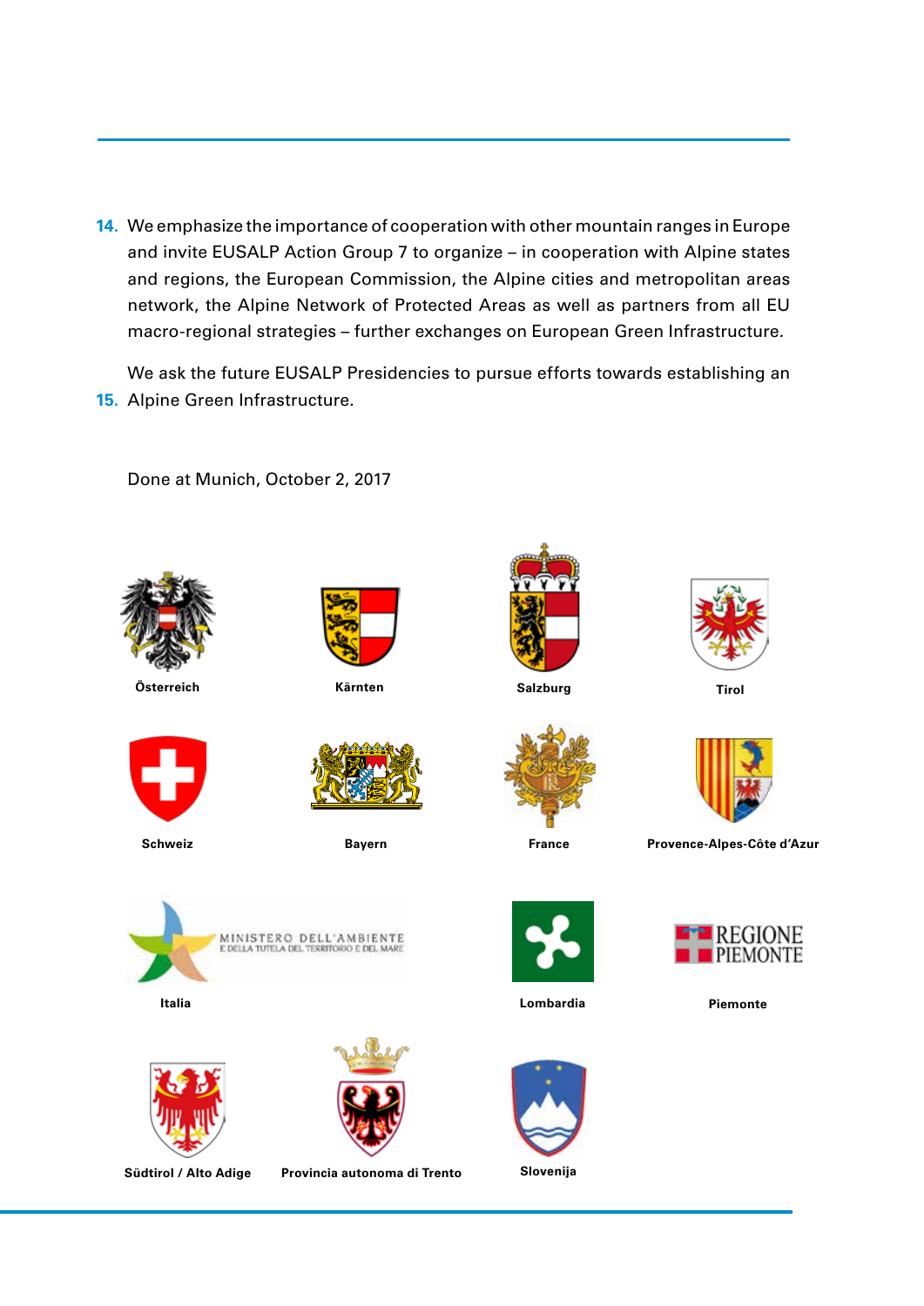14. We emphasize the importance of cooperation with other mountain ranges in Europe and invite EUSALP Action Group 7 to organize – in cooperation with Alpine states and regions, the European Commission, the Alpine cities and metropolitan areas network, the Alpine Network of Protected Areas as well as partners from all EU macro-regional strategies – further exchanges on European Green Infrastructure.

15. We ask the future EUSALP Presidencies to pursue efforts towards establishing an Alpine Green Infrastructure.

Done at Munich, October 2, 2017

**Österreich** **Kärnten** **Salzburg** **Tirol**

**Schweiz** **Bayern** **France** **Provence-Alpes-Côte d'Azur**

MINISTERO DELL'AMBIENTE E DELLA TUTELA DEL TERRITORIO E DEL MARE

**Italia** **Lombardia**

REGIONE PIEMONTE

**Piemonte**

**Südtirol / Alto Adige** **Provincia autonoma di Trento** **Slovenija**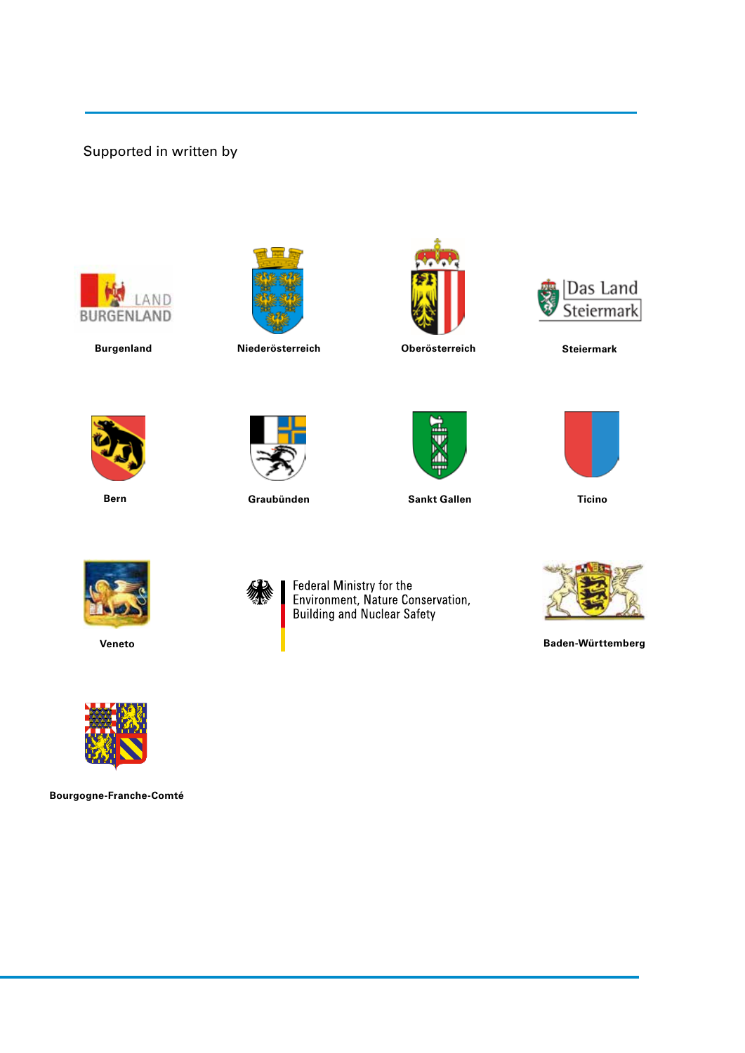Supported in written by

LAND BURGENLAND

Burgenland

Niederösterreich

Oberösterreich

Das Land Steiermark

Steiermark

Bern

Graubünden

Sankt Gallen

Ticino

Veneto

Federal Ministry for the Environment, Nature Conservation, Building and Nuclear Safety

Baden-Württemberg

Bourgogne-Franche-Comté